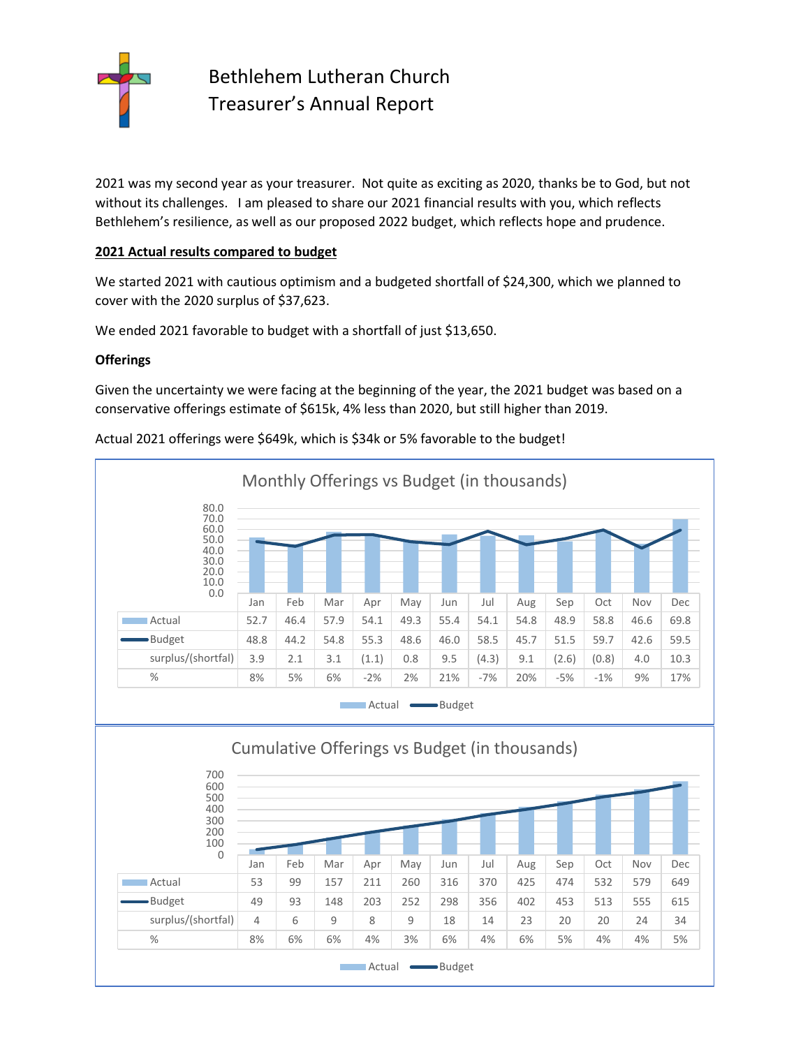# Bethlehem Lutheran Church
## Treasurer's Annual Report

2021 was my second year as your treasurer. Not quite as exciting as 2020, thanks be to God, but not without its challenges. I am pleased to share our 2021 financial results with you, which reflects Bethlehem's resilience, as well as our proposed 2022 budget, which reflects hope and prudence.

**2021 Actual results compared to budget**

We started 2021 with cautious optimism and a budgeted shortfall of $24,300, which we planned to cover with the 2020 surplus of $37,623.

We ended 2021 favorable to budget with a shortfall of just $13,650.

**Offerings**

Given the uncertainty we were facing at the beginning of the year, the 2021 budget was based on a conservative offerings estimate of $615k, 4% less than 2020, but still higher than 2019.

Actual 2021 offerings were $649k, which is $34k or 5% favorable to the budget!

Monthly Offerings vs Budget (in thousands)

80.0
70.0
60.0
50.0
40.0
30.0
20.0
10.0
0.0

Jan Feb Mar Apr May Jun Jul Aug Sep Oct Nov Dec

Actual 52.7 46.4 57.9 54.1 49.3 55.4 54.1 54.8 48.9 58.8 46.6 69.8

Budget 48.8 44.2 54.8 55.3 48.6 46.0 58.5 45.7 51.5 59.7 42.6 59.5

surplus/(shortfall) 3.9 2.1 3.1 (1.1) 0.8 9.5 (4.3) 9.1 (2.6) (0.8) 4.0 10.3

% 8% 5% 6% -2% 2% 21% -7% 20% -5% -1% 9% 17%

Actual Budget

Cumulative Offerings vs Budget (in thousands)

700
600
500
400
300
200
100
0

Jan Feb Mar Apr May Jun Jul Aug Sep Oct Nov Dec

Actual 53 99 157 211 260 316 370 425 474 532 579 649

Budget 49 93 148 203 252 298 356 402 453 513 555 615

surplus/(shortfall) 4 6 9 8 9 18 14 23 20 20 24 34

% 8% 6% 6% 4% 3% 6% 4% 6% 5% 4% 4% 5%

Actual Budget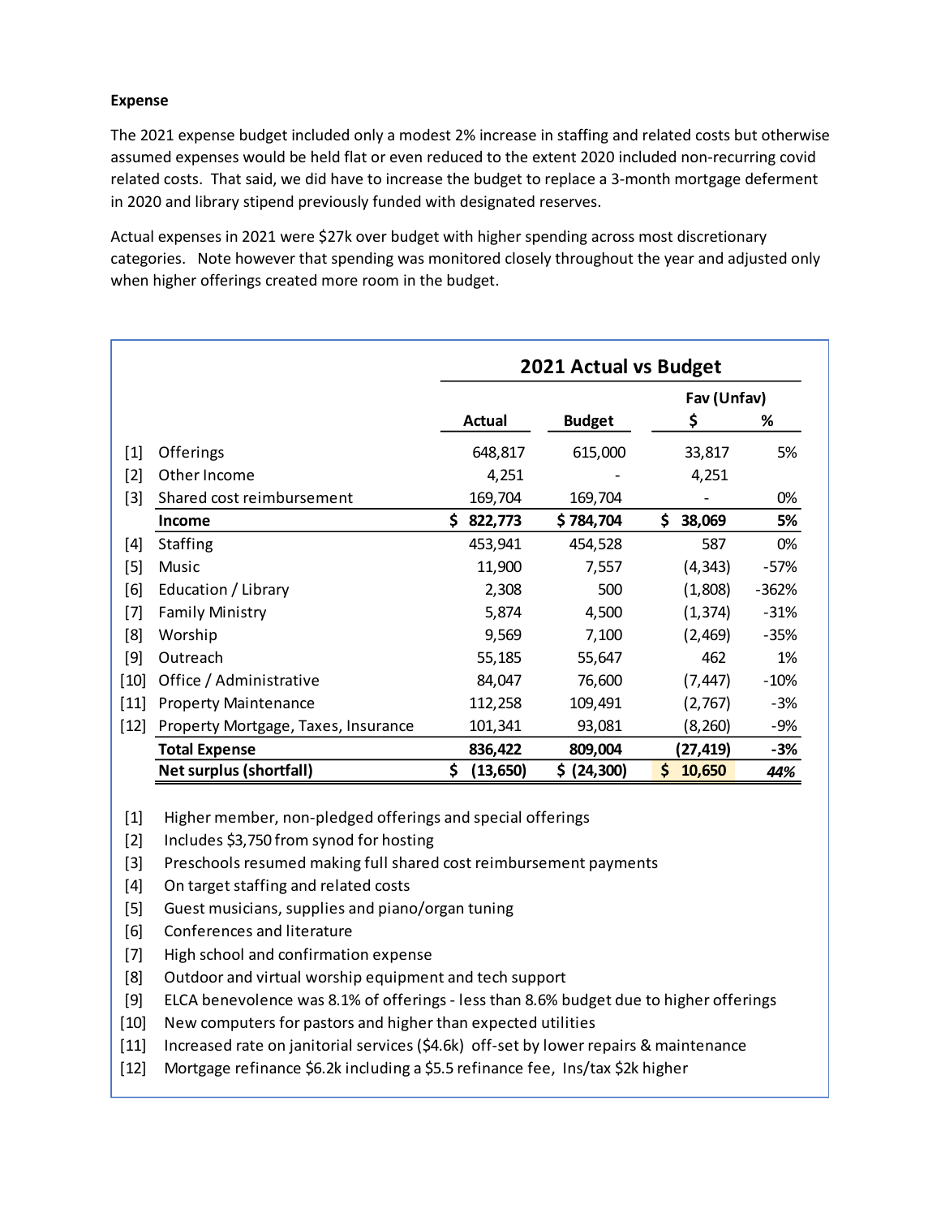**Expense**

The 2021 expense budget included only a modest 2% increase in staffing and related costs but otherwise assumed expenses would be held flat or even reduced to the extent 2020 included non-recurring covid related costs. That said, we did have to increase the budget to replace a 3-month mortgage deferment in 2020 and library stipend previously funded with designated reserves.

Actual expenses in 2021 were $27k over budget with higher spending across most discretionary categories. Note however that spending was monitored closely throughout the year and adjusted only when higher offerings created more room in the budget.

| | | 2021 Actual vs Budget | | | |
|---|---|---|---|---|---|
| | | | | Fav (Unfav) | |
| | | Actual | Budget | $ | % |
| [1] | Offerings | 648,817 | 615,000 | 33,817 | 5% |
| [2] | Other Income | 4,251 | - | 4,251 | |
| [3] | Shared cost reimbursement | 169,704 | 169,704 | - | 0% |
| | **Income** | **$ 822,773** | **$ 784,704** | **$ 38,069** | **5%** |
| [4] | Staffing | 453,941 | 454,528 | 587 | 0% |
| [5] | Music | 11,900 | 7,557 | (4,343) | -57% |
| [6] | Education / Library | 2,308 | 500 | (1,808) | -362% |
| [7] | Family Ministry | 5,874 | 4,500 | (1,374) | -31% |
| [8] | Worship | 9,569 | 7,100 | (2,469) | -35% |
| [9] | Outreach | 55,185 | 55,647 | 462 | 1% |
| [10] | Office / Administrative | 84,047 | 76,600 | (7,447) | -10% |
| [11] | Property Maintenance | 112,258 | 109,491 | (2,767) | -3% |
| [12] | Property Mortgage, Taxes, Insurance | 101,341 | 93,081 | (8,260) | -9% |
| | **Total Expense** | **836,422** | **809,004** | **(27,419)** | **-3%** |
| | **Net surplus (shortfall)** | **$ (13,650)** | **$ (24,300)** | **$ 10,650** | ***44%*** |

[1] Higher member, non-pledged offerings and special offerings
[2] Includes $3,750 from synod for hosting
[3] Preschools resumed making full shared cost reimbursement payments
[4] On target staffing and related costs
[5] Guest musicians, supplies and piano/organ tuning
[6] Conferences and literature
[7] High school and confirmation expense
[8] Outdoor and virtual worship equipment and tech support
[9] ELCA benevolence was 8.1% of offerings - less than 8.6% budget due to higher offerings
[10] New computers for pastors and higher than expected utilities
[11] Increased rate on janitorial services ($4.6k) off-set by lower repairs & maintenance
[12] Mortgage refinance $6.2k including a $5.5 refinance fee, Ins/tax $2k higher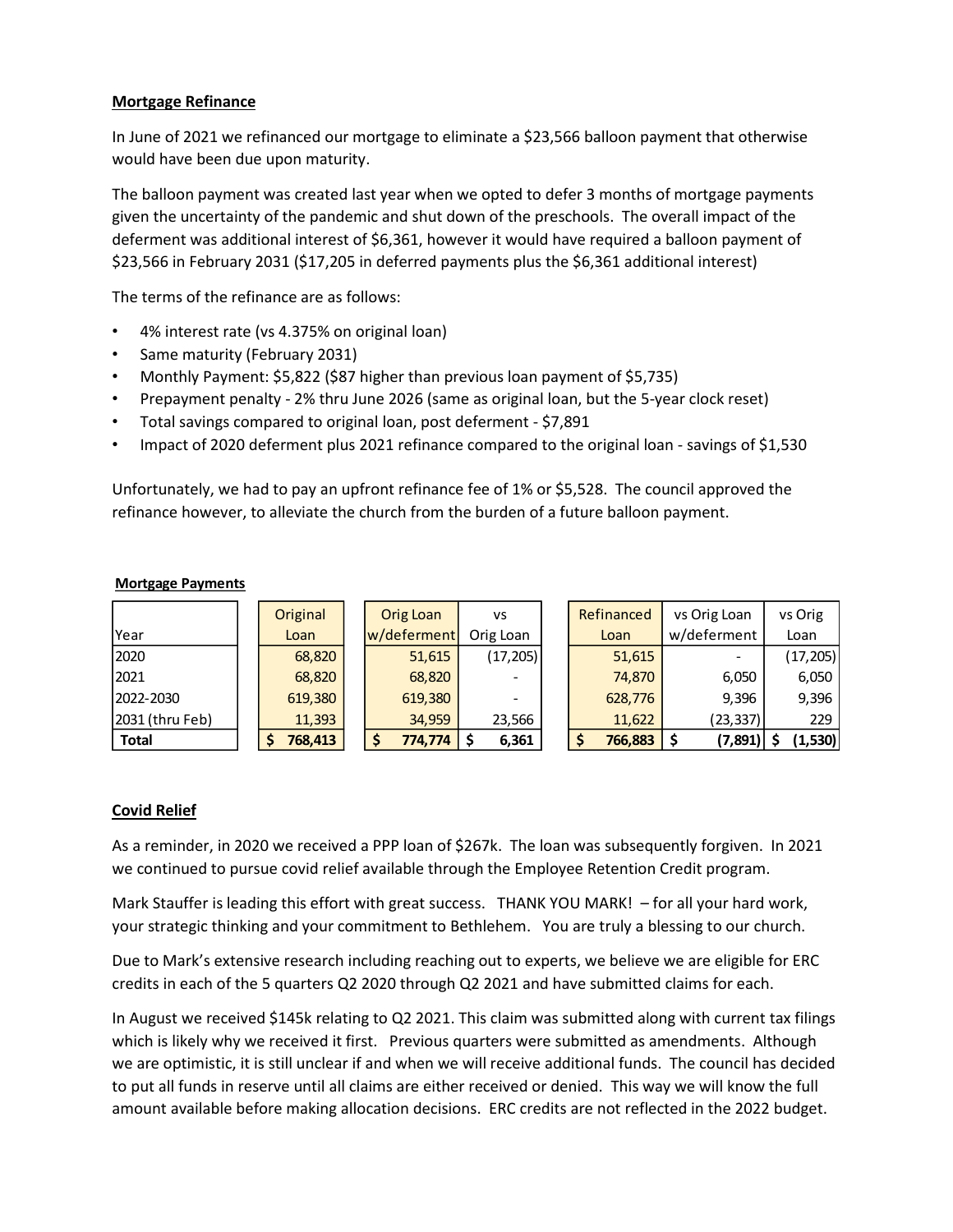**Mortgage Refinance**

In June of 2021 we refinanced our mortgage to eliminate a $23,566 balloon payment that otherwise would have been due upon maturity.

The balloon payment was created last year when we opted to defer 3 months of mortgage payments given the uncertainty of the pandemic and shut down of the preschools. The overall impact of the deferment was additional interest of $6,361, however it would have required a balloon payment of $23,566 in February 2031 ($17,205 in deferred payments plus the $6,361 additional interest)

The terms of the refinance are as follows:

- 4% interest rate (vs 4.375% on original loan)
- Same maturity (February 2031)
- Monthly Payment: $5,822 ($87 higher than previous loan payment of $5,735)
- Prepayment penalty - 2% thru June 2026 (same as original loan, but the 5-year clock reset)
- Total savings compared to original loan, post deferment - $7,891
- Impact of 2020 deferment plus 2021 refinance compared to the original loan - savings of $1,530

Unfortunately, we had to pay an upfront refinance fee of 1% or $5,528. The council approved the refinance however, to alleviate the church from the burden of a future balloon payment.

**Mortgage Payments**

| Year | Original Loan | Orig Loan w/deferment | vs Orig Loan | Refinanced Loan | vs Orig Loan w/deferment | vs Orig Loan |
|---|---|---|---|---|---|---|
| 2020 | 68,820 | 51,615 | (17,205) | 51,615 | - | (17,205) |
| 2021 | 68,820 | 68,820 | - | 74,870 | 6,050 | 6,050 |
| 2022-2030 | 619,380 | 619,380 | - | 628,776 | 9,396 | 9,396 |
| 2031 (thru Feb) | 11,393 | 34,959 | 23,566 | 11,622 | (23,337) | 229 |
| **Total** | **$ 768,413** | **$ 774,774** | **$ 6,361** | **$ 766,883** | **$ (7,891)** | **$ (1,530)** |

**Covid Relief**

As a reminder, in 2020 we received a PPP loan of $267k. The loan was subsequently forgiven. In 2021 we continued to pursue covid relief available through the Employee Retention Credit program.

Mark Stauffer is leading this effort with great success. THANK YOU MARK! – for all your hard work, your strategic thinking and your commitment to Bethlehem. You are truly a blessing to our church.

Due to Mark's extensive research including reaching out to experts, we believe we are eligible for ERC credits in each of the 5 quarters Q2 2020 through Q2 2021 and have submitted claims for each.

In August we received $145k relating to Q2 2021. This claim was submitted along with current tax filings which is likely why we received it first. Previous quarters were submitted as amendments. Although we are optimistic, it is still unclear if and when we will receive additional funds. The council has decided to put all funds in reserve until all claims are either received or denied. This way we will know the full amount available before making allocation decisions. ERC credits are not reflected in the 2022 budget.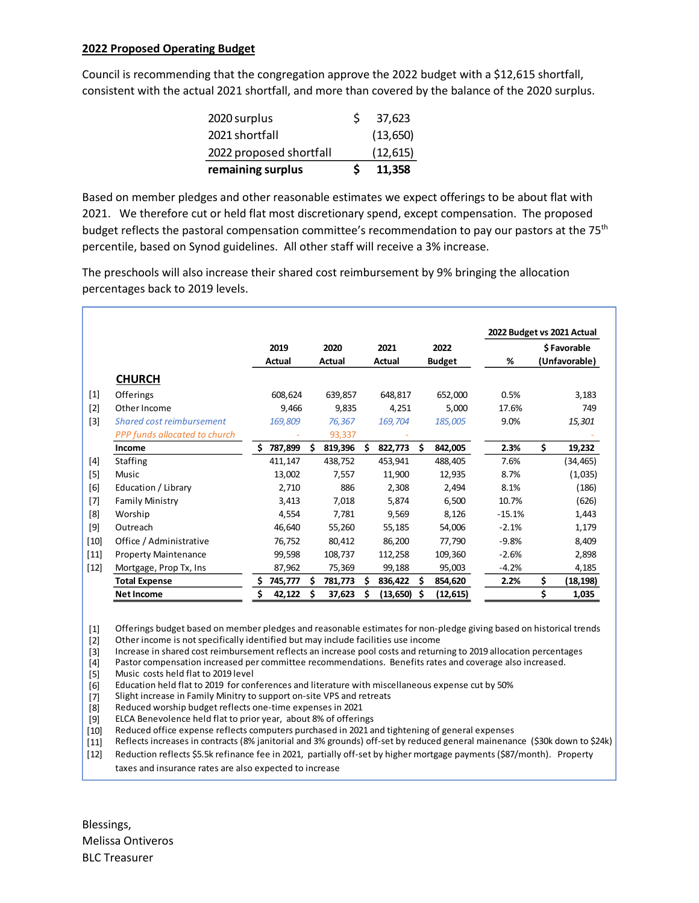**2022 Proposed Operating Budget**

Council is recommending that the congregation approve the 2022 budget with a $12,615 shortfall, consistent with the actual 2021 shortfall, and more than covered by the balance of the 2020 surplus.

| | | |
|---|---|---|
| 2020 surplus | $ | 37,623 |
| 2021 shortfall | | (13,650) |
| 2022 proposed shortfall | | (12,615) |
| **remaining surplus** | **$** | **11,358** |

Based on member pledges and other reasonable estimates we expect offerings to be about flat with 2021. We therefore cut or held flat most discretionary spend, except compensation. The proposed budget reflects the pastoral compensation committee's recommendation to pay our pastors at the 75th percentile, based on Synod guidelines. All other staff will receive a 3% increase.

The preschools will also increase their shared cost reimbursement by 9% bringing the allocation percentages back to 2019 levels.

| | | 2019 Actual | 2020 Actual | 2021 Actual | 2022 Budget | 2022 Budget vs 2021 Actual % | 2022 Budget vs 2021 Actual $ Favorable (Unfavorable) |
|---|---|---|---|---|---|---|---|
| | **CHURCH** | | | | | | |
| [1] | Offerings | 608,624 | 639,857 | 648,817 | 652,000 | 0.5% | 3,183 |
| [2] | Other Income | 9,466 | 9,835 | 4,251 | 5,000 | 17.6% | 749 |
| [3] | *Shared cost reimbursement* | *169,809* | *76,367* | *169,704* | *185,005* | 9.0% | *15,301* |
| | *PPP funds allocated to church* | - | 93,337 | - | | | - |
| | **Income** | **$ 787,899** | **$ 819,396** | **$ 822,773** | **$ 842,005** | **2.3%** | **$ 19,232** |
| [4] | Staffing | 411,147 | 438,752 | 453,941 | 488,405 | 7.6% | (34,465) |
| [5] | Music | 13,002 | 7,557 | 11,900 | 12,935 | 8.7% | (1,035) |
| [6] | Education / Library | 2,710 | 886 | 2,308 | 2,494 | 8.1% | (186) |
| [7] | Family Ministry | 3,413 | 7,018 | 5,874 | 6,500 | 10.7% | (626) |
| [8] | Worship | 4,554 | 7,781 | 9,569 | 8,126 | -15.1% | 1,443 |
| [9] | Outreach | 46,640 | 55,260 | 55,185 | 54,006 | -2.1% | 1,179 |
| [10] | Office / Administrative | 76,752 | 80,412 | 86,200 | 77,790 | -9.8% | 8,409 |
| [11] | Property Maintenance | 99,598 | 108,737 | 112,258 | 109,360 | -2.6% | 2,898 |
| [12] | Mortgage, Prop Tx, Ins | 87,962 | 75,369 | 99,188 | 95,003 | -4.2% | 4,185 |
| | **Total Expense** | **$ 745,777** | **$ 781,773** | **$ 836,422** | **$ 854,620** | **2.2%** | **$ (18,198)** |
| | **Net Income** | **$ 42,122** | **$ 37,623** | **$ (13,650)** | **$ (12,615)** | | **$ 1,035** |

[1] Offerings budget based on member pledges and reasonable estimates for non-pledge giving based on historical trends
[2] Other income is not specifically identified but may include facilities use income
[3] Increase in shared cost reimbursement reflects an increase pool costs and returning to 2019 allocation percentages
[4] Pastor compensation increased per committee recommendations. Benefits rates and coverage also increased.
[5] Music costs held flat to 2019 level
[6] Education held flat to 2019 for conferences and literature with miscellaneous expense cut by 50%
[7] Slight increase in Family Minitry to support on-site VPS and retreats
[8] Reduced worship budget reflects one-time expenses in 2021
[9] ELCA Benevolence held flat to prior year, about 8% of offerings
[10] Reduced office expense reflects computers purchased in 2021 and tightening of general expenses
[11] Reflects increases in contracts (8% janitorial and 3% grounds) off-set by reduced general mainenance ($30k down to $24k)
[12] Reduction reflects $5.5k refinance fee in 2021, partially off-set by higher mortgage payments ($87/month). Property taxes and insurance rates are also expected to increase

Blessings,
Melissa Ontiveros
BLC Treasurer